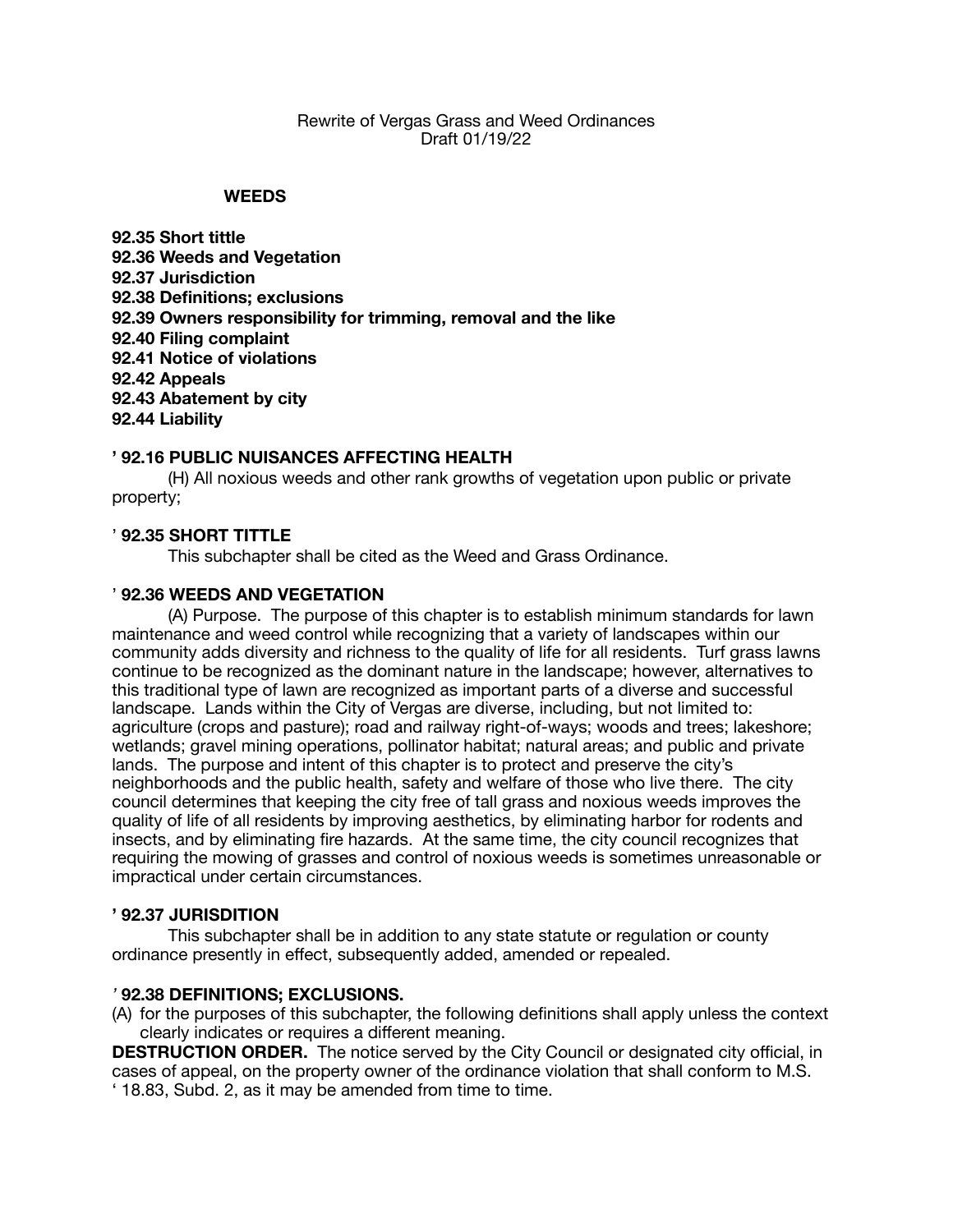Rewrite of Vergas Grass and Weed Ordinances
Draft 01/19/22

## WEEDS

**92.35 Short tittle**
**92.36 Weeds and Vegetation**
**92.37 Jurisdiction**
**92.38 Definitions; exclusions**
**92.39 Owners responsibility for trimming, removal and the like**
**92.40 Filing complaint**
**92.41 Notice of violations**
**92.42 Appeals**
**92.43 Abatement by city**
**92.44 Liability**

### ' 92.16 PUBLIC NUISANCES AFFECTING HEALTH

(H) All noxious weeds and other rank growths of vegetation upon public or private property;

### ' 92.35 SHORT TITTLE

This subchapter shall be cited as the Weed and Grass Ordinance.

### ' 92.36 WEEDS AND VEGETATION

(A) Purpose. The purpose of this chapter is to establish minimum standards for lawn maintenance and weed control while recognizing that a variety of landscapes within our community adds diversity and richness to the quality of life for all residents. Turf grass lawns continue to be recognized as the dominant nature in the landscape; however, alternatives to this traditional type of lawn are recognized as important parts of a diverse and successful landscape. Lands within the City of Vergas are diverse, including, but not limited to: agriculture (crops and pasture); road and railway right-of-ways; woods and trees; lakeshore; wetlands; gravel mining operations, pollinator habitat; natural areas; and public and private lands. The purpose and intent of this chapter is to protect and preserve the city's neighborhoods and the public health, safety and welfare of those who live there. The city council determines that keeping the city free of tall grass and noxious weeds improves the quality of life of all residents by improving aesthetics, by eliminating harbor for rodents and insects, and by eliminating fire hazards. At the same time, the city council recognizes that requiring the mowing of grasses and control of noxious weeds is sometimes unreasonable or impractical under certain circumstances.

### ' 92.37 JURISDITION

This subchapter shall be in addition to any state statute or regulation or county ordinance presently in effect, subsequently added, amended or repealed.

### ' 92.38 DEFINITIONS; EXCLUSIONS.

(A) for the purposes of this subchapter, the following definitions shall apply unless the context clearly indicates or requires a different meaning.

**DESTRUCTION ORDER.** The notice served by the City Council or designated city official, in cases of appeal, on the property owner of the ordinance violation that shall conform to M.S. ' 18.83, Subd. 2, as it may be amended from time to time.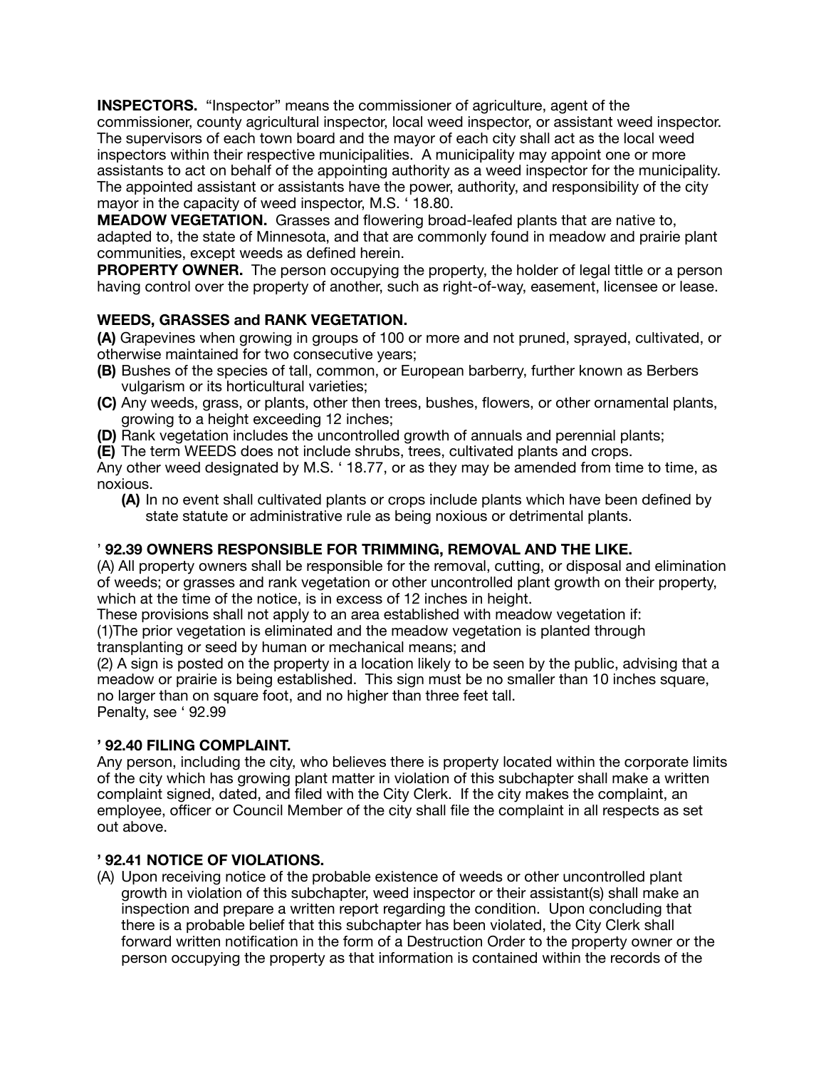**INSPECTORS.** "Inspector" means the commissioner of agriculture, agent of the commissioner, county agricultural inspector, local weed inspector, or assistant weed inspector. The supervisors of each town board and the mayor of each city shall act as the local weed inspectors within their respective municipalities. A municipality may appoint one or more assistants to act on behalf of the appointing authority as a weed inspector for the municipality. The appointed assistant or assistants have the power, authority, and responsibility of the city mayor in the capacity of weed inspector, M.S. ' 18.80.

**MEADOW VEGETATION.** Grasses and flowering broad-leafed plants that are native to, adapted to, the state of Minnesota, and that are commonly found in meadow and prairie plant communities, except weeds as defined herein.

**PROPERTY OWNER.** The person occupying the property, the holder of legal tittle or a person having control over the property of another, such as right-of-way, easement, licensee or lease.

**WEEDS, GRASSES and RANK VEGETATION.**

**(A)** Grapevines when growing in groups of 100 or more and not pruned, sprayed, cultivated, or otherwise maintained for two consecutive years;

**(B)** Bushes of the species of tall, common, or European barberry, further known as Berbers vulgarism or its horticultural varieties;

**(C)** Any weeds, grass, or plants, other then trees, bushes, flowers, or other ornamental plants, growing to a height exceeding 12 inches;

**(D)** Rank vegetation includes the uncontrolled growth of annuals and perennial plants;

**(E)** The term WEEDS does not include shrubs, trees, cultivated plants and crops.

Any other weed designated by M.S. ' 18.77, or as they may be amended from time to time, as noxious.

> **(A)** In no event shall cultivated plants or crops include plants which have been defined by state statute or administrative rule as being noxious or detrimental plants.

### ' 92.39 OWNERS RESPONSIBLE FOR TRIMMING, REMOVAL AND THE LIKE.

(A) All property owners shall be responsible for the removal, cutting, or disposal and elimination of weeds; or grasses and rank vegetation or other uncontrolled plant growth on their property, which at the time of the notice, is in excess of 12 inches in height.

These provisions shall not apply to an area established with meadow vegetation if:

(1)The prior vegetation is eliminated and the meadow vegetation is planted through transplanting or seed by human or mechanical means; and

(2) A sign is posted on the property in a location likely to be seen by the public, advising that a meadow or prairie is being established. This sign must be no smaller than 10 inches square, no larger than on square foot, and no higher than three feet tall.

Penalty, see ' 92.99

### ' 92.40 FILING COMPLAINT.

Any person, including the city, who believes there is property located within the corporate limits of the city which has growing plant matter in violation of this subchapter shall make a written complaint signed, dated, and filed with the City Clerk. If the city makes the complaint, an employee, officer or Council Member of the city shall file the complaint in all respects as set out above.

### ' 92.41 NOTICE OF VIOLATIONS.

(A) Upon receiving notice of the probable existence of weeds or other uncontrolled plant growth in violation of this subchapter, weed inspector or their assistant(s) shall make an inspection and prepare a written report regarding the condition. Upon concluding that there is a probable belief that this subchapter has been violated, the City Clerk shall forward written notification in the form of a Destruction Order to the property owner or the person occupying the property as that information is contained within the records of the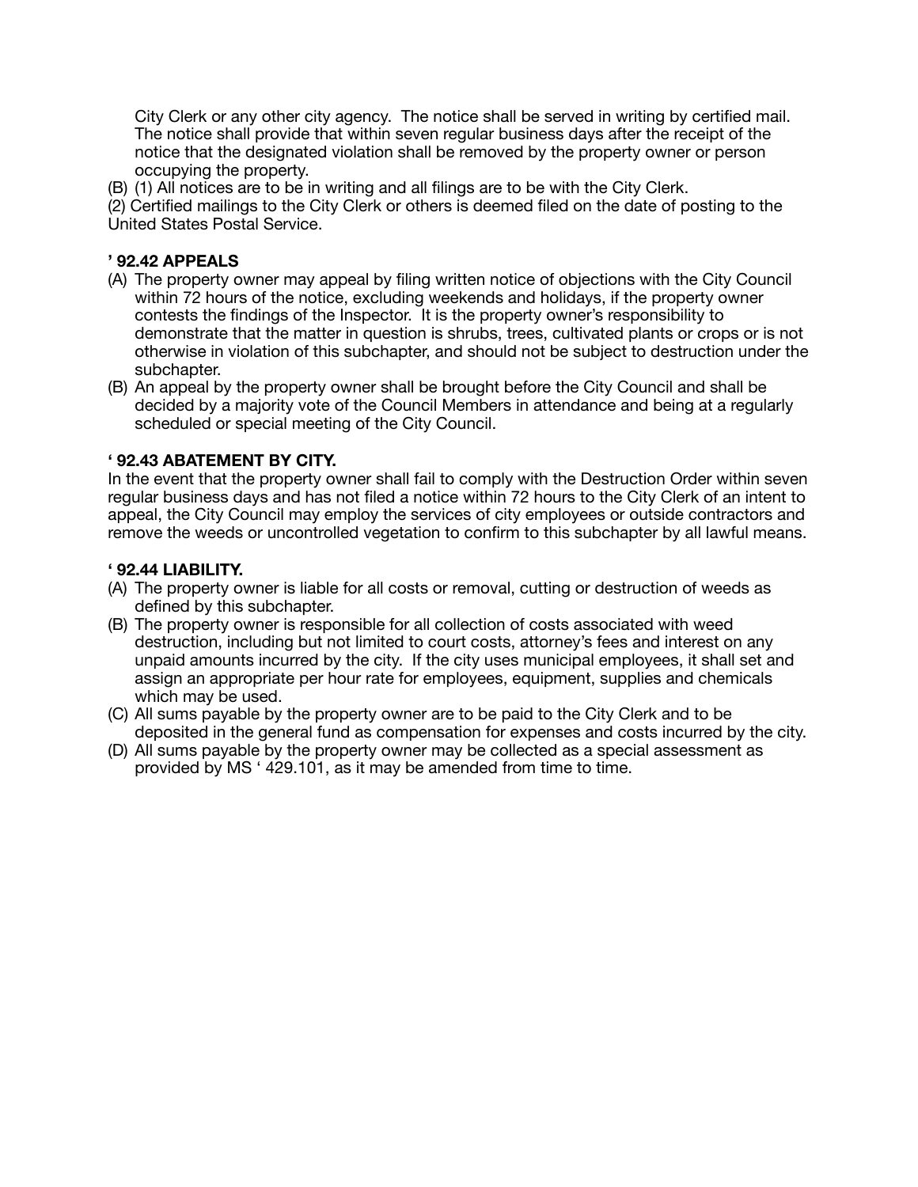City Clerk or any other city agency. The notice shall be served in writing by certified mail. The notice shall provide that within seven regular business days after the receipt of the notice that the designated violation shall be removed by the property owner or person occupying the property.

(B) (1) All notices are to be in writing and all filings are to be with the City Clerk.

(2) Certified mailings to the City Clerk or others is deemed filed on the date of posting to the United States Postal Service.

**' 92.42 APPEALS**

(A) The property owner may appeal by filing written notice of objections with the City Council within 72 hours of the notice, excluding weekends and holidays, if the property owner contests the findings of the Inspector. It is the property owner's responsibility to demonstrate that the matter in question is shrubs, trees, cultivated plants or crops or is not otherwise in violation of this subchapter, and should not be subject to destruction under the subchapter.

(B) An appeal by the property owner shall be brought before the City Council and shall be decided by a majority vote of the Council Members in attendance and being at a regularly scheduled or special meeting of the City Council.

**' 92.43 ABATEMENT BY CITY.**

In the event that the property owner shall fail to comply with the Destruction Order within seven regular business days and has not filed a notice within 72 hours to the City Clerk of an intent to appeal, the City Council may employ the services of city employees or outside contractors and remove the weeds or uncontrolled vegetation to confirm to this subchapter by all lawful means.

**' 92.44 LIABILITY.**

(A) The property owner is liable for all costs or removal, cutting or destruction of weeds as defined by this subchapter.

(B) The property owner is responsible for all collection of costs associated with weed destruction, including but not limited to court costs, attorney's fees and interest on any unpaid amounts incurred by the city. If the city uses municipal employees, it shall set and assign an appropriate per hour rate for employees, equipment, supplies and chemicals which may be used.

(C) All sums payable by the property owner are to be paid to the City Clerk and to be deposited in the general fund as compensation for expenses and costs incurred by the city.

(D) All sums payable by the property owner may be collected as a special assessment as provided by MS ' 429.101, as it may be amended from time to time.